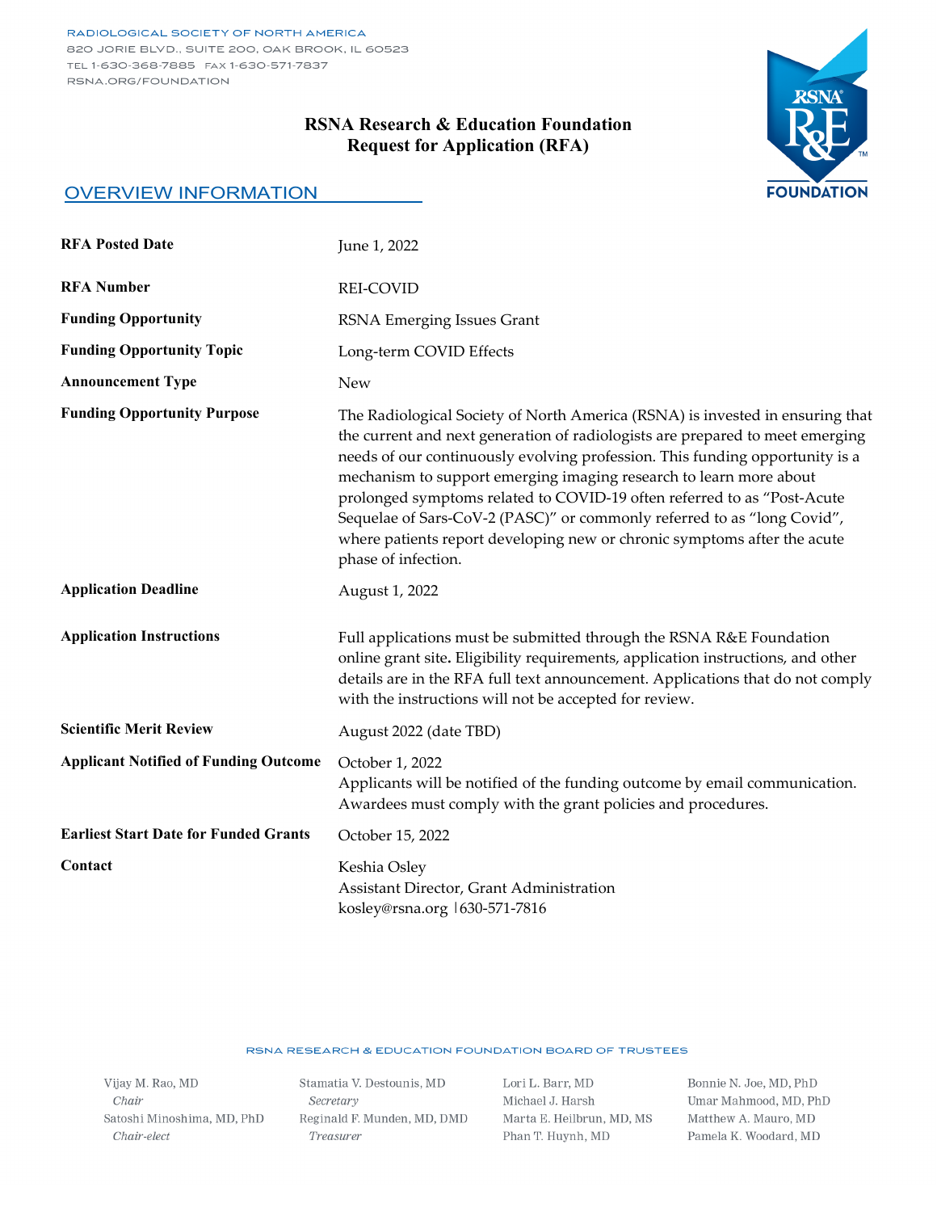RADIOLOGICAL SOCIETY OF NORTH AMERICA
820 JORIE BLVD., SUITE 200, OAK BROOK, IL 60523
TEL 1-630-368-7885 FAX 1-630-571-7837
RSNA.ORG/FOUNDATION

# RSNA Research & Education Foundation
# Request for Application (RFA)

## OVERVIEW INFORMATION

| | |
|---|---|
| **RFA Posted Date** | June 1, 2022 |
| **RFA Number** | REI-COVID |
| **Funding Opportunity** | RSNA Emerging Issues Grant |
| **Funding Opportunity Topic** | Long-term COVID Effects |
| **Announcement Type** | New |
| **Funding Opportunity Purpose** | The Radiological Society of North America (RSNA) is invested in ensuring that the current and next generation of radiologists are prepared to meet emerging needs of our continuously evolving profession. This funding opportunity is a mechanism to support emerging imaging research to learn more about prolonged symptoms related to COVID-19 often referred to as "Post-Acute Sequelae of Sars-CoV-2 (PASC)" or commonly referred to as "long Covid", where patients report developing new or chronic symptoms after the acute phase of infection. |
| **Application Deadline** | August 1, 2022 |
| **Application Instructions** | Full applications must be submitted through the RSNA R&E Foundation online grant site**.** Eligibility requirements, application instructions, and other details are in the RFA full text announcement. Applications that do not comply with the instructions will not be accepted for review. |
| **Scientific Merit Review** | August 2022 (date TBD) |
| **Applicant Notified of Funding Outcome** | October 1, 2022<br>Applicants will be notified of the funding outcome by email communication. Awardees must comply with the grant policies and procedures. |
| **Earliest Start Date for Funded Grants** | October 15, 2022 |
| **Contact** | Keshia Osley<br>Assistant Director, Grant Administration<br>kosley@rsna.org \|630-571-7816 |

RSNA RESEARCH & EDUCATION FOUNDATION BOARD OF TRUSTEES

Vijay M. Rao, MD, *Chair*
Satoshi Minoshima, MD, PhD, *Chair-elect*
Stamatia V. Destounis, MD, *Secretary*
Reginald F. Munden, MD, DMD, *Treasurer*
Lori L. Barr, MD
Michael J. Harsh
Marta E. Heilbrun, MD, MS
Phan T. Huynh, MD
Bonnie N. Joe, MD, PhD
Umar Mahmood, MD, PhD
Matthew A. Mauro, MD
Pamela K. Woodard, MD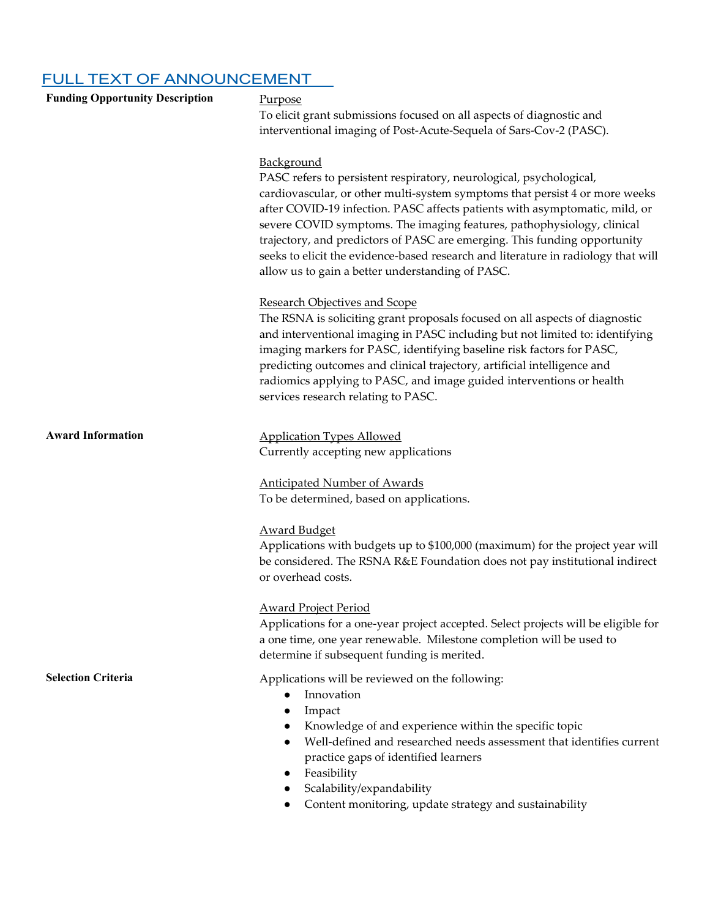## FULL TEXT OF ANNOUNCEMENT

**Funding Opportunity Description**

Purpose

To elicit grant submissions focused on all aspects of diagnostic and interventional imaging of Post-Acute-Sequela of Sars-Cov-2 (PASC).

Background

PASC refers to persistent respiratory, neurological, psychological, cardiovascular, or other multi-system symptoms that persist 4 or more weeks after COVID-19 infection. PASC affects patients with asymptomatic, mild, or severe COVID symptoms. The imaging features, pathophysiology, clinical trajectory, and predictors of PASC are emerging. This funding opportunity seeks to elicit the evidence-based research and literature in radiology that will allow us to gain a better understanding of PASC.

Research Objectives and Scope

The RSNA is soliciting grant proposals focused on all aspects of diagnostic and interventional imaging in PASC including but not limited to: identifying imaging markers for PASC, identifying baseline risk factors for PASC, predicting outcomes and clinical trajectory, artificial intelligence and radiomics applying to PASC, and image guided interventions or health services research relating to PASC.

**Award Information**

Application Types Allowed

Currently accepting new applications

Anticipated Number of Awards

To be determined, based on applications.

Award Budget

Applications with budgets up to $100,000 (maximum) for the project year will be considered. The RSNA R&E Foundation does not pay institutional indirect or overhead costs.

Award Project Period

Applications for a one-year project accepted. Select projects will be eligible for a one time, one year renewable. Milestone completion will be used to determine if subsequent funding is merited.

**Selection Criteria**

Applications will be reviewed on the following:

- Innovation
- Impact
- Knowledge of and experience within the specific topic
- Well-defined and researched needs assessment that identifies current practice gaps of identified learners
- Feasibility
- Scalability/expandability
- Content monitoring, update strategy and sustainability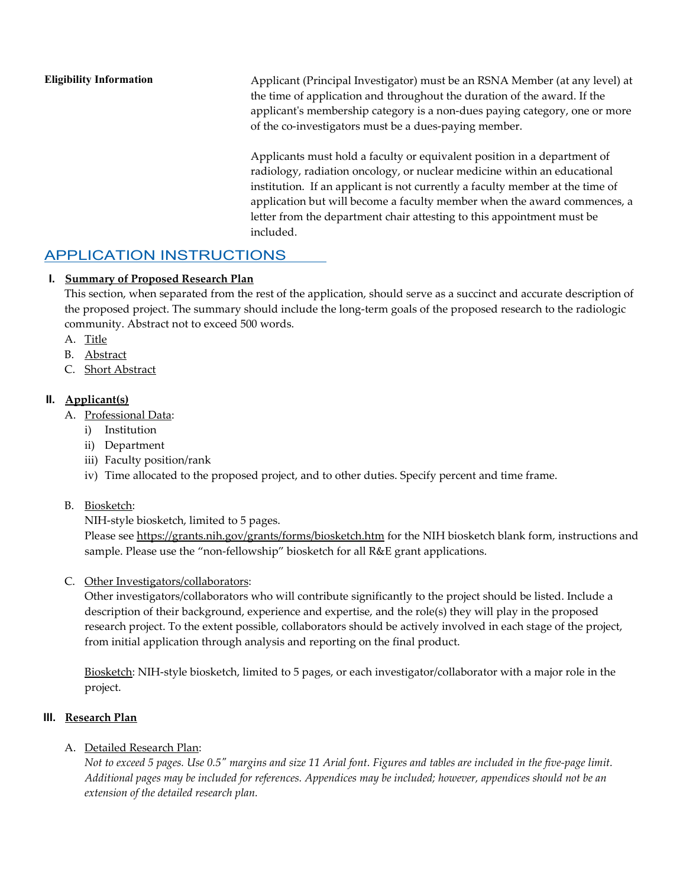**Eligibility Information**

Applicant (Principal Investigator) must be an RSNA Member (at any level) at the time of application and throughout the duration of the award. If the applicant's membership category is a non-dues paying category, one or more of the co-investigators must be a dues-paying member.

Applicants must hold a faculty or equivalent position in a department of radiology, radiation oncology, or nuclear medicine within an educational institution. If an applicant is not currently a faculty member at the time of application but will become a faculty member when the award commences, a letter from the department chair attesting to this appointment must be included.

## APPLICATION INSTRUCTIONS

### I. Summary of Proposed Research Plan

This section, when separated from the rest of the application, should serve as a succinct and accurate description of the proposed project. The summary should include the long-term goals of the proposed research to the radiologic community. Abstract not to exceed 500 words.

A. Title
B. Abstract
C. Short Abstract

### II. Applicant(s)

A. Professional Data:
   i) Institution
   ii) Department
   iii) Faculty position/rank
   iv) Time allocated to the proposed project, and to other duties. Specify percent and time frame.

B. Biosketch:
NIH-style biosketch, limited to 5 pages.
Please see https://grants.nih.gov/grants/forms/biosketch.htm for the NIH biosketch blank form, instructions and sample. Please use the "non-fellowship" biosketch for all R&E grant applications.

C. Other Investigators/collaborators:
Other investigators/collaborators who will contribute significantly to the project should be listed. Include a description of their background, experience and expertise, and the role(s) they will play in the proposed research project. To the extent possible, collaborators should be actively involved in each stage of the project, from initial application through analysis and reporting on the final product.

Biosketch: NIH-style biosketch, limited to 5 pages, or each investigator/collaborator with a major role in the project.

### III. Research Plan

A. Detailed Research Plan:
*Not to exceed 5 pages. Use 0.5" margins and size 11 Arial font. Figures and tables are included in the five-page limit. Additional pages may be included for references. Appendices may be included; however, appendices should not be an extension of the detailed research plan.*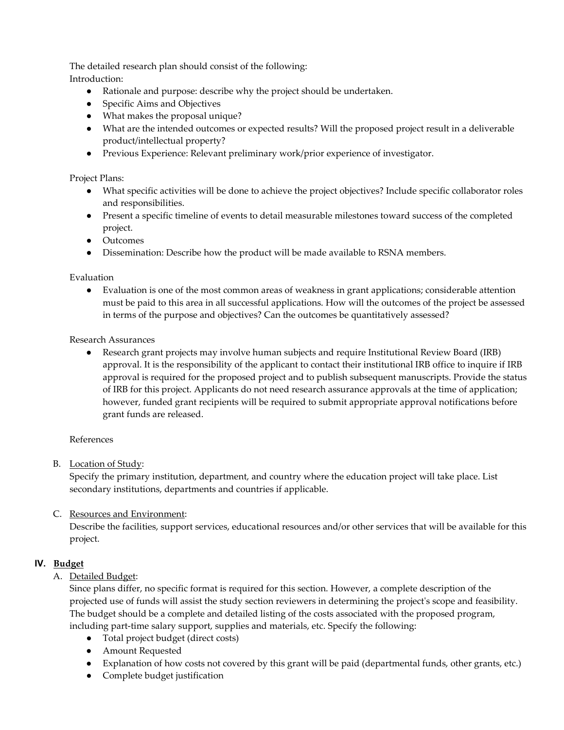The detailed research plan should consist of the following:

Introduction:

- Rationale and purpose: describe why the project should be undertaken.
- Specific Aims and Objectives
- What makes the proposal unique?
- What are the intended outcomes or expected results? Will the proposed project result in a deliverable product/intellectual property?
- Previous Experience: Relevant preliminary work/prior experience of investigator.

Project Plans:

- What specific activities will be done to achieve the project objectives? Include specific collaborator roles and responsibilities.
- Present a specific timeline of events to detail measurable milestones toward success of the completed project.
- Outcomes
- Dissemination: Describe how the product will be made available to RSNA members.

Evaluation

- Evaluation is one of the most common areas of weakness in grant applications; considerable attention must be paid to this area in all successful applications. How will the outcomes of the project be assessed in terms of the purpose and objectives? Can the outcomes be quantitatively assessed?

Research Assurances

- Research grant projects may involve human subjects and require Institutional Review Board (IRB) approval. It is the responsibility of the applicant to contact their institutional IRB office to inquire if IRB approval is required for the proposed project and to publish subsequent manuscripts. Provide the status of IRB for this project. Applicants do not need research assurance approvals at the time of application; however, funded grant recipients will be required to submit appropriate approval notifications before grant funds are released.

References

B. Location of Study:
Specify the primary institution, department, and country where the education project will take place. List secondary institutions, departments and countries if applicable.

C. Resources and Environment:
Describe the facilities, support services, educational resources and/or other services that will be available for this project.

## IV. Budget

A. Detailed Budget:
Since plans differ, no specific format is required for this section. However, a complete description of the projected use of funds will assist the study section reviewers in determining the project's scope and feasibility. The budget should be a complete and detailed listing of the costs associated with the proposed program, including part-time salary support, supplies and materials, etc. Specify the following:

- Total project budget (direct costs)
- Amount Requested
- Explanation of how costs not covered by this grant will be paid (departmental funds, other grants, etc.)
- Complete budget justification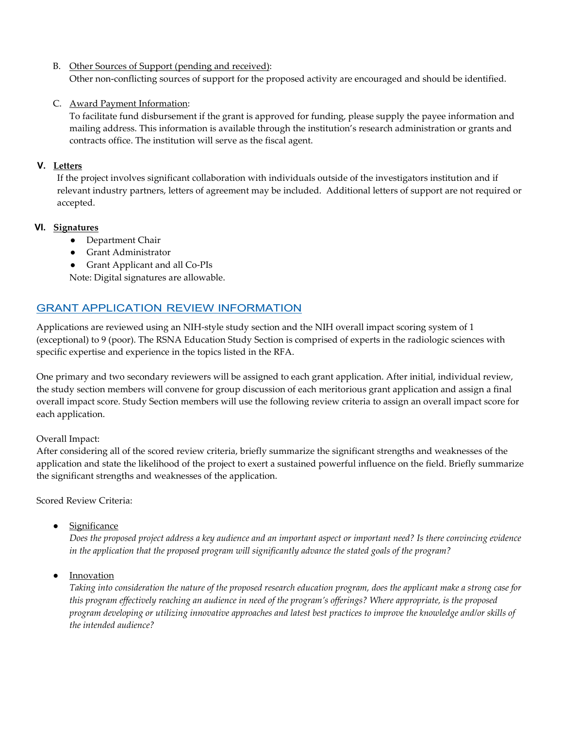B. Other Sources of Support (pending and received):
Other non-conflicting sources of support for the proposed activity are encouraged and should be identified.

C. Award Payment Information:
To facilitate fund disbursement if the grant is approved for funding, please supply the payee information and mailing address. This information is available through the institution's research administration or grants and contracts office. The institution will serve as the fiscal agent.

## V. Letters

If the project involves significant collaboration with individuals outside of the investigators institution and if relevant industry partners, letters of agreement may be included. Additional letters of support are not required or accepted.

## VI. Signatures

- Department Chair
- Grant Administrator
- Grant Applicant and all Co-PIs

Note: Digital signatures are allowable.

## GRANT APPLICATION REVIEW INFORMATION

Applications are reviewed using an NIH-style study section and the NIH overall impact scoring system of 1 (exceptional) to 9 (poor). The RSNA Education Study Section is comprised of experts in the radiologic sciences with specific expertise and experience in the topics listed in the RFA.

One primary and two secondary reviewers will be assigned to each grant application. After initial, individual review, the study section members will convene for group discussion of each meritorious grant application and assign a final overall impact score. Study Section members will use the following review criteria to assign an overall impact score for each application.

Overall Impact:
After considering all of the scored review criteria, briefly summarize the significant strengths and weaknesses of the application and state the likelihood of the project to exert a sustained powerful influence on the field. Briefly summarize the significant strengths and weaknesses of the application.

Scored Review Criteria:

- Significance
  *Does the proposed project address a key audience and an important aspect or important need? Is there convincing evidence in the application that the proposed program will significantly advance the stated goals of the program?*

- Innovation
  *Taking into consideration the nature of the proposed research education program, does the applicant make a strong case for this program effectively reaching an audience in need of the program's offerings? Where appropriate, is the proposed program developing or utilizing innovative approaches and latest best practices to improve the knowledge and/or skills of the intended audience?*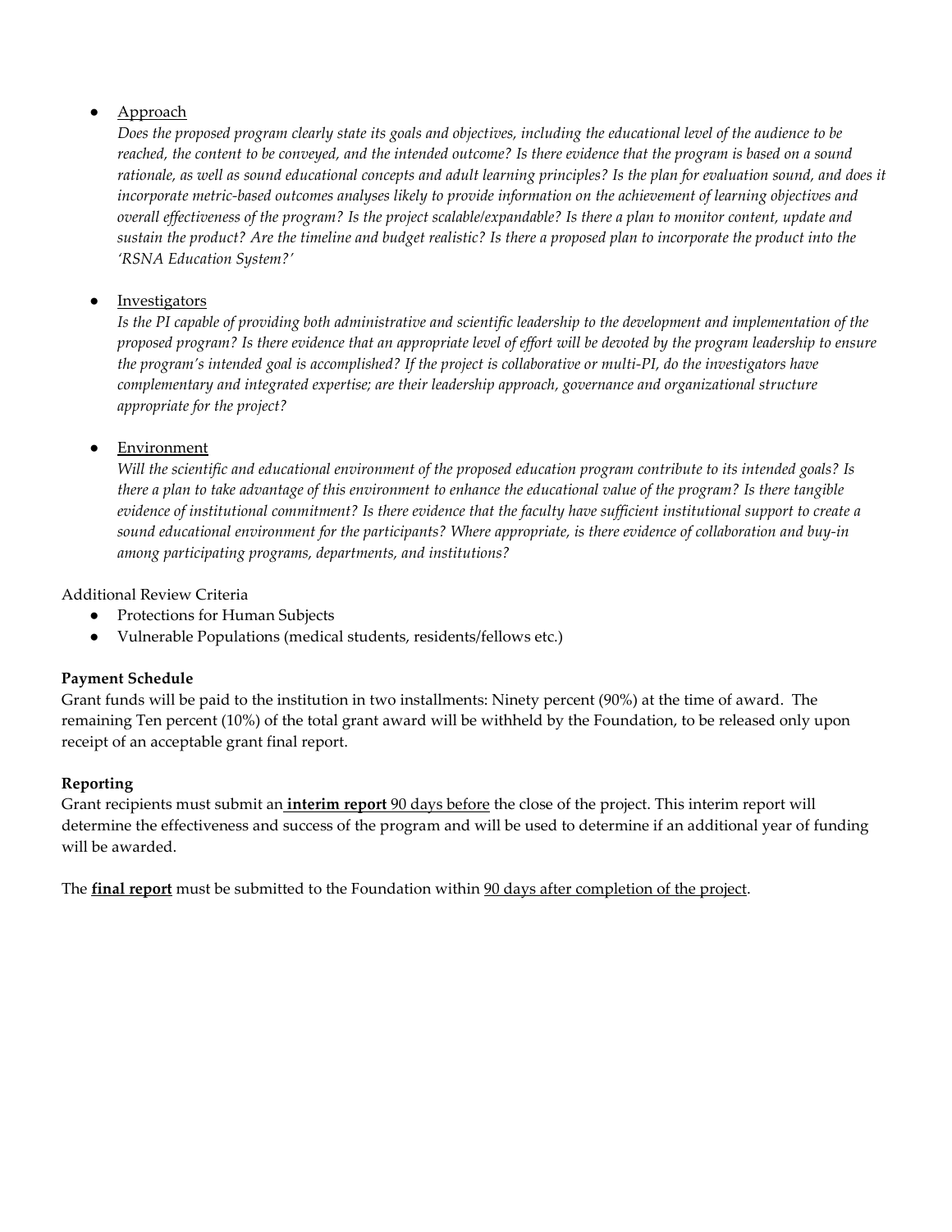- <u>Approach</u>

  *Does the proposed program clearly state its goals and objectives, including the educational level of the audience to be reached, the content to be conveyed, and the intended outcome? Is there evidence that the program is based on a sound rationale, as well as sound educational concepts and adult learning principles? Is the plan for evaluation sound, and does it incorporate metric-based outcomes analyses likely to provide information on the achievement of learning objectives and overall effectiveness of the program? Is the project scalable/expandable? Is there a plan to monitor content, update and sustain the product? Are the timeline and budget realistic? Is there a proposed plan to incorporate the product into the 'RSNA Education System?'*

- <u>Investigators</u>

  *Is the PI capable of providing both administrative and scientific leadership to the development and implementation of the proposed program? Is there evidence that an appropriate level of effort will be devoted by the program leadership to ensure the program's intended goal is accomplished? If the project is collaborative or multi-PI, do the investigators have complementary and integrated expertise; are their leadership approach, governance and organizational structure appropriate for the project?*

- <u>Environment</u>

  *Will the scientific and educational environment of the proposed education program contribute to its intended goals? Is there a plan to take advantage of this environment to enhance the educational value of the program? Is there tangible evidence of institutional commitment? Is there evidence that the faculty have sufficient institutional support to create a sound educational environment for the participants? Where appropriate, is there evidence of collaboration and buy-in among participating programs, departments, and institutions?*

Additional Review Criteria

- Protections for Human Subjects
- Vulnerable Populations (medical students, residents/fellows etc.)

**Payment Schedule**

Grant funds will be paid to the institution in two installments: Ninety percent (90%) at the time of award. The remaining Ten percent (10%) of the total grant award will be withheld by the Foundation, to be released only upon receipt of an acceptable grant final report.

**Reporting**

Grant recipients must submit an **<u>interim report</u>** <u>90 days before</u> the close of the project. This interim report will determine the effectiveness and success of the program and will be used to determine if an additional year of funding will be awarded.

The **<u>final report</u>** must be submitted to the Foundation within <u>90 days after completion of the project</u>.